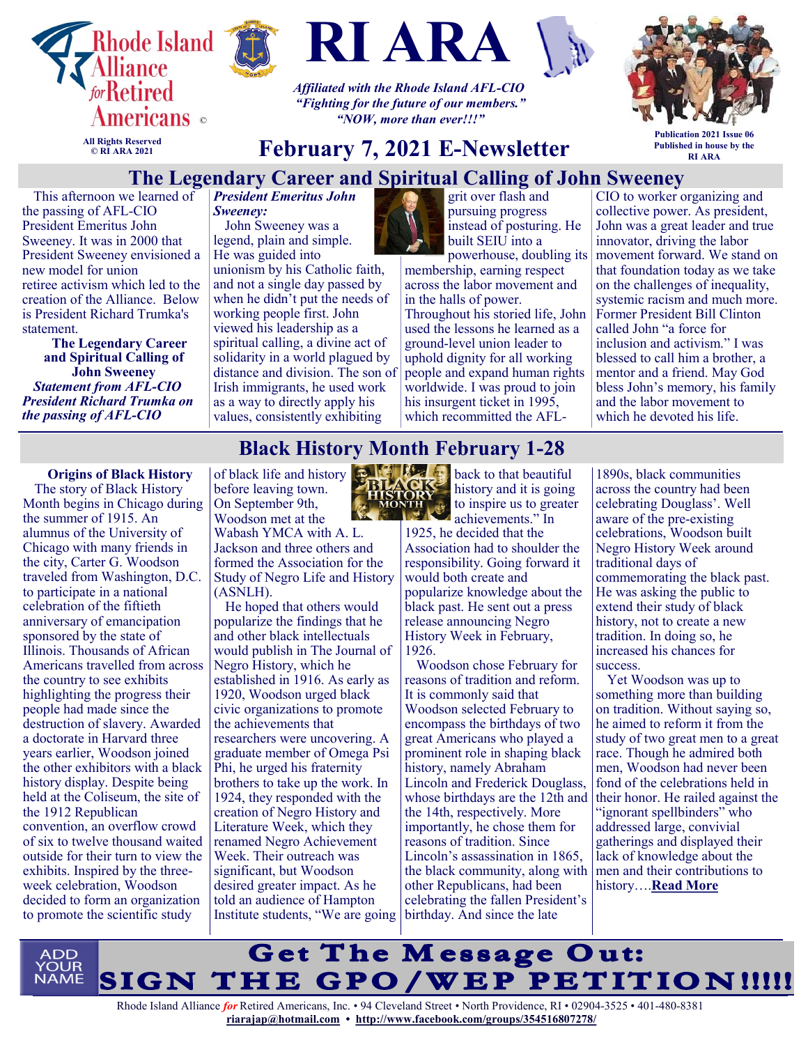# RI ARA

Rhode Island Alliance for Retired Americans ©

All Rights Reserved
© RI ARA 2021

*Affiliated with the Rhode Island AFL-CIO*
*"Fighting for the future of our members."*
*"NOW, more than ever!!!"*

## February 7, 2021 E-Newsletter

Publication 2021 Issue 06
Published in house by the RI ARA

## The Legendary Career and Spiritual Calling of John Sweeney

This afternoon we learned of the passing of AFL-CIO President Emeritus John Sweeney. It was in 2000 that President Sweeney envisioned a new model for union retiree activism which led to the creation of the Alliance. Below is President Richard Trumka's statement.

**The Legendary Career and Spiritual Calling of John Sweeney**

***Statement from AFL-CIO President Richard Trumka on the passing of AFL-CIO President Emeritus John Sweeney:***

John Sweeney was a legend, plain and simple. He was guided into unionism by his Catholic faith, and not a single day passed by when he didn't put the needs of working people first. John viewed his leadership as a spiritual calling, a divine act of solidarity in a world plagued by distance and division. The son of Irish immigrants, he used work as a way to directly apply his values, consistently exhibiting grit over flash and pursuing progress instead of posturing. He built SEIU into a powerhouse, doubling its membership, earning respect across the labor movement and in the halls of power. Throughout his storied life, John used the lessons he learned as a ground-level union leader to uphold dignity for all working people and expand human rights worldwide. I was proud to join his insurgent ticket in 1995, which recommitted the AFL-CIO to worker organizing and collective power. As president, John was a great leader and true innovator, driving the labor movement forward. We stand on that foundation today as we take on the challenges of inequality, systemic racism and much more. Former President Bill Clinton called John "a force for inclusion and activism." I was blessed to call him a brother, a mentor and a friend. May God bless John's memory, his family and the labor movement to which he devoted his life.

## Black History Month February 1-28

**Origins of Black History**

The story of Black History Month begins in Chicago during the summer of 1915. An alumnus of the University of Chicago with many friends in the city, Carter G. Woodson traveled from Washington, D.C. to participate in a national celebration of the fiftieth anniversary of emancipation sponsored by the state of Illinois. Thousands of African Americans travelled from across the country to see exhibits highlighting the progress their people had made since the destruction of slavery. Awarded a doctorate in Harvard three years earlier, Woodson joined the other exhibitors with a black history display. Despite being held at the Coliseum, the site of the 1912 Republican convention, an overflow crowd of six to twelve thousand waited outside for their turn to view the exhibits. Inspired by the three-week celebration, Woodson decided to form an organization to promote the scientific study of black life and history before leaving town. On September 9th, Woodson met at the Wabash YMCA with A. L. Jackson and three others and formed the Association for the Study of Negro Life and History (ASNLH).

He hoped that others would popularize the findings that he and other black intellectuals would publish in The Journal of Negro History, which he established in 1916. As early as 1920, Woodson urged black civic organizations to promote the achievements that researchers were uncovering. A graduate member of Omega Psi Phi, he urged his fraternity brothers to take up the work. In 1924, they responded with the creation of Negro History and Literature Week, which they renamed Negro Achievement Week. Their outreach was significant, but Woodson desired greater impact. As he told an audience of Hampton Institute students, "We are going back to that beautiful history and it is going to inspire us to greater achievements." In 1925, he decided that the Association had to shoulder the responsibility. Going forward it would both create and popularize knowledge about the black past. He sent out a press release announcing Negro History Week in February, 1926.

Woodson chose February for reasons of tradition and reform. It is commonly said that Woodson selected February to encompass the birthdays of two great Americans who played a prominent role in shaping black history, namely Abraham Lincoln and Frederick Douglass, whose birthdays are the 12th and the 14th, respectively. More importantly, he chose them for reasons of tradition. Since Lincoln's assassination in 1865, the black community, along with other Republicans, had been celebrating the fallen President's birthday. And since the late 1890s, black communities across the country had been celebrating Douglass'. Well aware of the pre-existing celebrations, Woodson built Negro History Week around traditional days of commemorating the black past. He was asking the public to extend their study of black history, not to create a new tradition. In doing so, he increased his chances for success.

Yet Woodson was up to something more than building on tradition. Without saying so, he aimed to reform it from the study of two great men to a great race. Though he admired both men, Woodson had never been fond of the celebrations held in their honor. He railed against the "ignorant spellbinders" who addressed large, convivial gatherings and displayed their lack of knowledge about the men and their contributions to history….**Read More**

ADD YOUR NAME

## Get The Message Out: SIGN THE GPO/WEP PETITION!!!!!

Rhode Island Alliance *for* Retired Americans, Inc. • 94 Cleveland Street • North Providence, RI • 02904-3525 • 401-480-8381
**riarajap@hotmail.com** • **http://www.facebook.com/groups/354516807278/**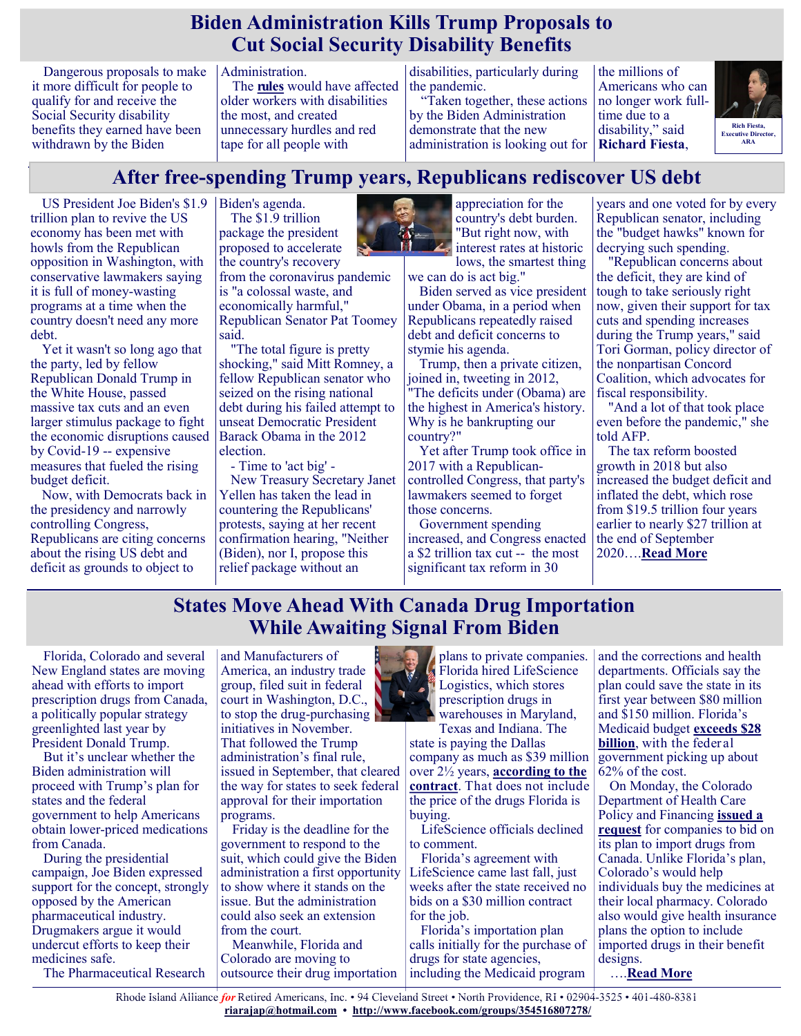## Biden Administration Kills Trump Proposals to Cut Social Security Disability Benefits

Dangerous proposals to make it more difficult for people to qualify for and receive the Social Security disability benefits they earned have been withdrawn by the Biden Administration.

The **rules** would have affected older workers with disabilities the most, and created unnecessary hurdles and red tape for all people with disabilities, particularly during the pandemic.

"Taken together, these actions by the Biden Administration demonstrate that the new administration is looking out for the millions of Americans who can no longer work full-time due to a disability," said **Richard Fiesta**,

Rich Fiesta, Executive Director, ARA

## After free-spending Trump years, Republicans rediscover US debt

US President Joe Biden's $1.9 trillion plan to revive the US economy has been met with howls from the Republican opposition in Washington, with conservative lawmakers saying it is full of money-wasting programs at a time when the country doesn't need any more debt.

Yet it wasn't so long ago that the party, led by fellow Republican Donald Trump in the White House, passed massive tax cuts and an even larger stimulus package to fight the economic disruptions caused by Covid-19 -- expensive measures that fueled the rising budget deficit.

Now, with Democrats back in the presidency and narrowly controlling Congress, Republicans are citing concerns about the rising US debt and deficit as grounds to object to Biden's agenda.

The $1.9 trillion package the president proposed to accelerate the country's recovery from the coronavirus pandemic is "a colossal waste, and economically harmful," Republican Senator Pat Toomey said.

"The total figure is pretty shocking," said Mitt Romney, a fellow Republican senator who seized on the rising national debt during his failed attempt to unseat Democratic President Barack Obama in the 2012 election.

- Time to 'act big' -

New Treasury Secretary Janet Yellen has taken the lead in countering the Republicans' protests, saying at her recent confirmation hearing, "Neither (Biden), nor I, propose this relief package without an appreciation for the country's debt burden. "But right now, with interest rates at historic lows, the smartest thing we can do is act big."

Biden served as vice president under Obama, in a period when Republicans repeatedly raised debt and deficit concerns to stymie his agenda.

Trump, then a private citizen, joined in, tweeting in 2012, "The deficits under (Obama) are the highest in America's history. Why is he bankrupting our country?"

Yet after Trump took office in 2017 with a Republican-controlled Congress, that party's lawmakers seemed to forget those concerns.

Government spending increased, and Congress enacted a $2 trillion tax cut -- the most significant tax reform in 30 years and one voted for by every Republican senator, including the "budget hawks" known for decrying such spending.

"Republican concerns about the deficit, they are kind of tough to take seriously right now, given their support for tax cuts and spending increases during the Trump years," said Tori Gorman, policy director of the nonpartisan Concord Coalition, which advocates for fiscal responsibility.

"And a lot of that took place even before the pandemic," she told AFP.

The tax reform boosted growth in 2018 but also increased the budget deficit and inflated the debt, which rose from $19.5 trillion four years earlier to nearly $27 trillion at the end of September 2020….**Read More**

## States Move Ahead With Canada Drug Importation While Awaiting Signal From Biden

Florida, Colorado and several New England states are moving ahead with efforts to import prescription drugs from Canada, a politically popular strategy greenlighted last year by President Donald Trump.

But it's unclear whether the Biden administration will proceed with Trump's plan for states and the federal government to help Americans obtain lower-priced medications from Canada.

During the presidential campaign, Joe Biden expressed support for the concept, strongly opposed by the American pharmaceutical industry. Drugmakers argue it would undercut efforts to keep their medicines safe.

The Pharmaceutical Research and Manufacturers of America, an industry trade group, filed suit in federal court in Washington, D.C., to stop the drug-purchasing initiatives in November. That followed the Trump administration's final rule, issued in September, that cleared the way for states to seek federal approval for their importation programs.

Friday is the deadline for the government to respond to the suit, which could give the Biden administration a first opportunity to show where it stands on the issue. But the administration could also seek an extension from the court.

Meanwhile, Florida and Colorado are moving to outsource their drug importation plans to private companies. Florida hired LifeScience Logistics, which stores prescription drugs in warehouses in Maryland, Texas and Indiana. The state is paying the Dallas company as much as $39 million over 2½ years, **according to the contract**. That does not include the price of the drugs Florida is buying.

LifeScience officials declined to comment.

Florida's agreement with LifeScience came last fall, just weeks after the state received no bids on a $30 million contract for the job.

Florida's importation plan calls initially for the purchase of drugs for state agencies, including the Medicaid program and the corrections and health departments. Officials say the plan could save the state in its first year between $80 million and $150 million. Florida's Medicaid budget **exceeds $28 billion**, with the federal government picking up about 62% of the cost.

On Monday, the Colorado Department of Health Care Policy and Financing **issued a request** for companies to bid on its plan to import drugs from Canada. Unlike Florida's plan, Colorado's would help individuals buy the medicines at their local pharmacy. Colorado also would give health insurance plans the option to include imported drugs in their benefit designs.

….**Read More**

Rhode Island Alliance *for* Retired Americans, Inc. • 94 Cleveland Street • North Providence, RI • 02904-3525 • 401-480-8381
**riarajap@hotmail.com** • **http://www.facebook.com/groups/354516807278/**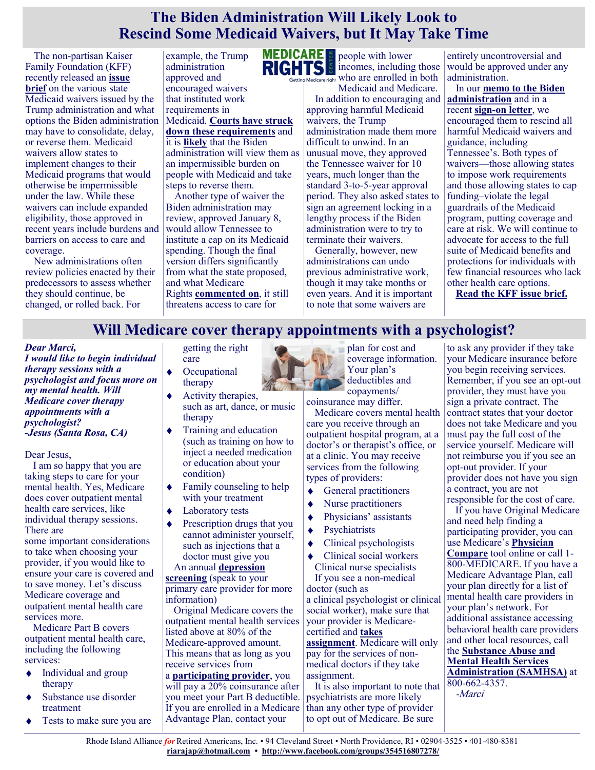# The Biden Administration Will Likely Look to Rescind Some Medicaid Waivers, but It May Take Time

The non-partisan Kaiser Family Foundation (KFF) recently released an **issue brief** on the various state Medicaid waivers issued by the Trump administration and what options the Biden administration may have to consolidate, delay, or reverse them. Medicaid waivers allow states to implement changes to their Medicaid programs that would otherwise be impermissible under the law. While these waivers can include expanded eligibility, those approved in recent years include burdens and barriers on access to care and coverage.

New administrations often review policies enacted by their predecessors to assess whether they should continue, be changed, or rolled back. For example, the Trump administration approved and encouraged waivers that instituted work requirements in Medicaid. **Courts have struck down these requirements** and it is **likely** that the Biden administration will view them as an impermissible burden on people with Medicaid and take steps to reverse them.

Another type of waiver the Biden administration may review, approved January 8, would allow Tennessee to institute a cap on its Medicaid spending. Though the final version differs significantly from what the state proposed, and what Medicare Rights **commented on**, it still threatens access to care for people with lower incomes, including those who are enrolled in both Medicaid and Medicare.

In addition to encouraging and approving harmful Medicaid waivers, the Trump administration made them more difficult to unwind. In an unusual move, they approved the Tennessee waiver for 10 years, much longer than the standard 3-to-5-year approval period. They also asked states to sign an agreement locking in a lengthy process if the Biden administration were to try to terminate their waivers.

Generally, however, new administrations can undo previous administrative work, though it may take months or even years. And it is important to note that some waivers are entirely uncontroversial and would be approved under any administration.

In our **memo to the Biden administration** and in a recent **sign-on letter**, we encouraged them to rescind all harmful Medicaid waivers and guidance, including Tennessee's. Both types of waivers—those allowing states to impose work requirements and those allowing states to cap funding–violate the legal guardrails of the Medicaid program, putting coverage and care at risk. We will continue to advocate for access to the full suite of Medicaid benefits and protections for individuals with few financial resources who lack other health care options.

**Read the KFF issue brief.**

# Will Medicare cover therapy appointments with a psychologist?

***Dear Marci,***
***I would like to begin individual therapy sessions with a psychologist and focus more on my mental health. Will Medicare cover therapy appointments with a psychologist?***
***-Jesus (Santa Rosa, CA)***

Dear Jesus,

I am so happy that you are taking steps to care for your mental health. Yes, Medicare does cover outpatient mental health care services, like individual therapy sessions. There are some important considerations to take when choosing your provider, if you would like to ensure your care is covered and to save money. Let's discuss Medicare coverage and outpatient mental health care services more.

Medicare Part B covers outpatient mental health care, including the following services:

- Individual and group therapy
- Substance use disorder treatment
- Tests to make sure you are getting the right care
- Occupational therapy
- Activity therapies, such as art, dance, or music therapy
- Training and education (such as training on how to inject a needed medication or education about your condition)
- Family counseling to help with your treatment
- Laboratory tests
- Prescription drugs that you cannot administer yourself, such as injections that a doctor must give you

An annual **depression screening** (speak to your primary care provider for more information)

Original Medicare covers the outpatient mental health services listed above at 80% of the Medicare-approved amount. This means that as long as you receive services from a **participating provider**, you will pay a 20% coinsurance after you meet your Part B deductible. If you are enrolled in a Medicare Advantage Plan, contact your plan for cost and coverage information. Your plan's deductibles and copayments/coinsurance may differ.

Medicare covers mental health care you receive through an outpatient hospital program, at a doctor's or therapist's office, or at a clinic. You may receive services from the following types of providers:

- General practitioners
- Nurse practitioners
- Physicians' assistants
- Psychiatrists
- Clinical psychologists
- Clinical social workers

Clinical nurse specialists

If you see a non-medical doctor (such as a clinical psychologist or clinical social worker), make sure that your provider is Medicare-certified and **takes assignment**. Medicare will only pay for the services of non-medical doctors if they take assignment.

It is also important to note that psychiatrists are more likely than any other type of provider to opt out of Medicare. Be sure to ask any provider if they take your Medicare insurance before you begin receiving services. Remember, if you see an opt-out provider, they must have you sign a private contract. The contract states that your doctor does not take Medicare and you must pay the full cost of the service yourself. Medicare will not reimburse you if you see an opt-out provider. If your provider does not have you sign a contract, you are not responsible for the cost of care.

If you have Original Medicare and need help finding a participating provider, you can use Medicare's **Physician Compare** tool online or call 1-800-MEDICARE. If you have a Medicare Advantage Plan, call your plan directly for a list of mental health care providers in your plan's network. For additional assistance accessing behavioral health care providers and other local resources, call the **Substance Abuse and Mental Health Services Administration (SAMHSA)** at 800-662-4357.

*-Marci*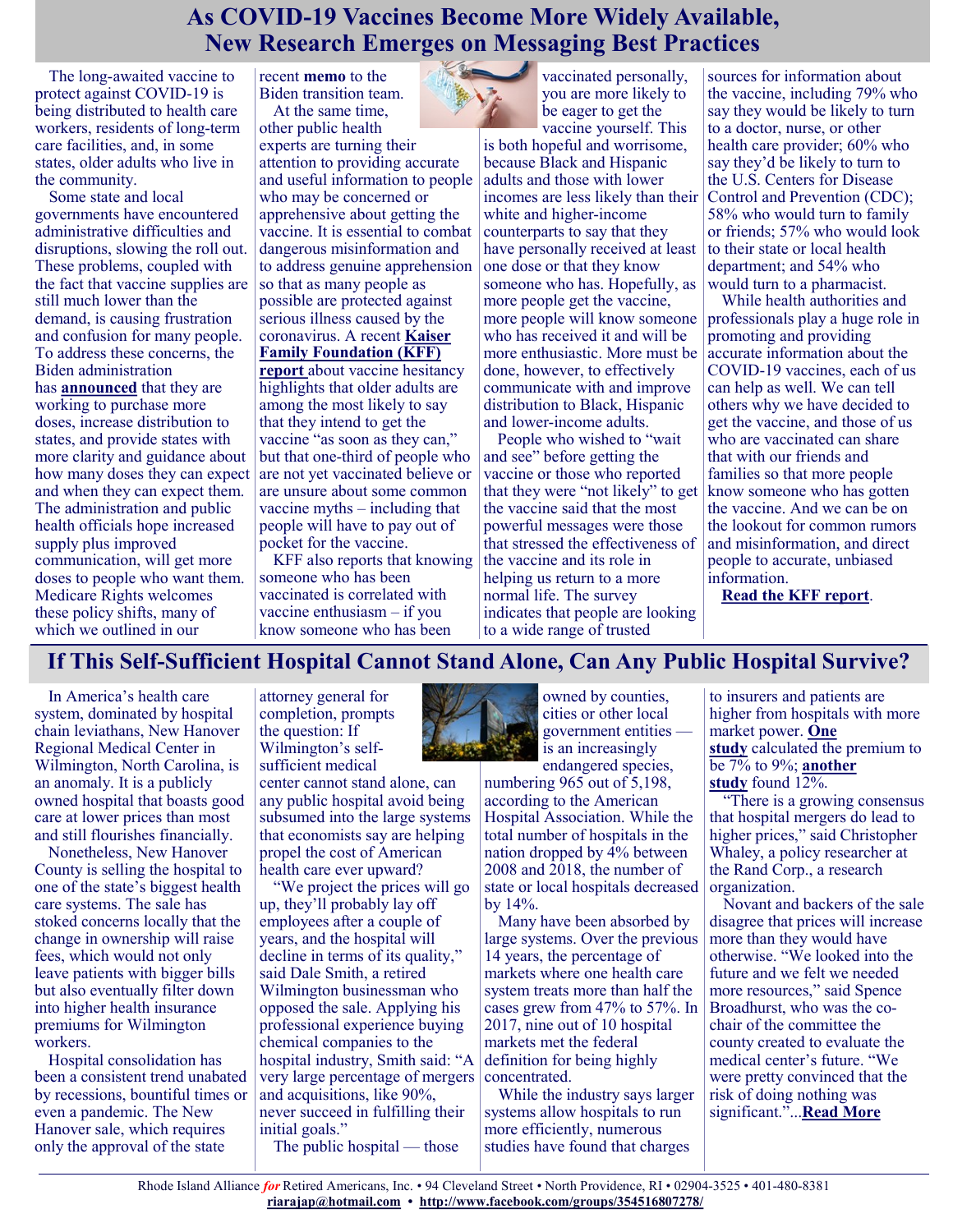# As COVID-19 Vaccines Become More Widely Available, New Research Emerges on Messaging Best Practices

The long-awaited vaccine to protect against COVID-19 is being distributed to health care workers, residents of long-term care facilities, and, in some states, older adults who live in the community.

Some state and local governments have encountered administrative difficulties and disruptions, slowing the roll out. These problems, coupled with the fact that vaccine supplies are still much lower than the demand, is causing frustration and confusion for many people. To address these concerns, the Biden administration has **announced** that they are working to purchase more doses, increase distribution to states, and provide states with more clarity and guidance about how many doses they can expect and when they can expect them. The administration and public health officials hope increased supply plus improved communication, will get more doses to people who want them. Medicare Rights welcomes these policy shifts, many of which we outlined in our recent **memo** to the Biden transition team.

At the same time, other public health experts are turning their attention to providing accurate and useful information to people who may be concerned or apprehensive about getting the vaccine. It is essential to combat dangerous misinformation and to address genuine apprehension so that as many people as possible are protected against serious illness caused by the coronavirus. A recent **Kaiser Family Foundation (KFF) report** about vaccine hesitancy highlights that older adults are among the most likely to say that they intend to get the vaccine "as soon as they can," but that one-third of people who are not yet vaccinated believe or are unsure about some common vaccine myths – including that people will have to pay out of pocket for the vaccine.

KFF also reports that knowing someone who has been vaccinated is correlated with vaccine enthusiasm – if you know someone who has been vaccinated personally, you are more likely to be eager to get the vaccine yourself. This is both hopeful and worrisome, because Black and Hispanic adults and those with lower incomes are less likely than their white and higher-income counterparts to say that they have personally received at least one dose or that they know someone who has. Hopefully, as more people get the vaccine, more people will know someone who has received it and will be more enthusiastic. More must be done, however, to effectively communicate with and improve distribution to Black, Hispanic and lower-income adults.

People who wished to "wait and see" before getting the vaccine or those who reported that they were "not likely" to get the vaccine said that the most powerful messages were those that stressed the effectiveness of the vaccine and its role in helping us return to a more normal life. The survey indicates that people are looking to a wide range of trusted sources for information about the vaccine, including 79% who say they would be likely to turn to a doctor, nurse, or other health care provider; 60% who say they'd be likely to turn to the U.S. Centers for Disease Control and Prevention (CDC); 58% who would turn to family or friends; 57% who would look to their state or local health department; and 54% who would turn to a pharmacist.

While health authorities and professionals play a huge role in promoting and providing accurate information about the COVID-19 vaccines, each of us can help as well. We can tell others why we have decided to get the vaccine, and those of us who are vaccinated can share that with our friends and families so that more people know someone who has gotten the vaccine. And we can be on the lookout for common rumors and misinformation, and direct people to accurate, unbiased information.

**Read the KFF report**.

# If This Self-Sufficient Hospital Cannot Stand Alone, Can Any Public Hospital Survive?

In America's health care system, dominated by hospital chain leviathans, New Hanover Regional Medical Center in Wilmington, North Carolina, is an anomaly. It is a publicly owned hospital that boasts good care at lower prices than most and still flourishes financially.

Nonetheless, New Hanover County is selling the hospital to one of the state's biggest health care systems. The sale has stoked concerns locally that the change in ownership will raise fees, which would not only leave patients with bigger bills but also eventually filter down into higher health insurance premiums for Wilmington workers.

Hospital consolidation has been a consistent trend unabated by recessions, bountiful times or even a pandemic. The New Hanover sale, which requires only the approval of the state attorney general for completion, prompts the question: If Wilmington's self-sufficient medical center cannot stand alone, can any public hospital avoid being subsumed into the large systems that economists say are helping propel the cost of American health care ever upward?

"We project the prices will go up, they'll probably lay off employees after a couple of years, and the hospital will decline in terms of its quality," said Dale Smith, a retired Wilmington businessman who opposed the sale. Applying his professional experience buying chemical companies to the hospital industry, Smith said: "A very large percentage of mergers and acquisitions, like 90%, never succeed in fulfilling their initial goals."

The public hospital — those owned by counties, cities or other local government entities — is an increasingly endangered species, numbering 965 out of 5,198, according to the American Hospital Association. While the total number of hospitals in the nation dropped by 4% between 2008 and 2018, the number of state or local hospitals decreased by 14%.

Many have been absorbed by large systems. Over the previous 14 years, the percentage of markets where one health care system treats more than half the cases grew from 47% to 57%. In 2017, nine out of 10 hospital markets met the federal definition for being highly concentrated.

While the industry says larger systems allow hospitals to run more efficiently, numerous studies have found that charges to insurers and patients are higher from hospitals with more market power. **One study** calculated the premium to be 7% to 9%; **another study** found 12%.

"There is a growing consensus that hospital mergers do lead to higher prices," said Christopher Whaley, a policy researcher at the Rand Corp., a research organization.

Novant and backers of the sale disagree that prices will increase more than they would have otherwise. "We looked into the future and we felt we needed more resources," said Spence Broadhurst, who was the co-chair of the committee the county created to evaluate the medical center's future. "We were pretty convinced that the risk of doing nothing was significant."...**Read More**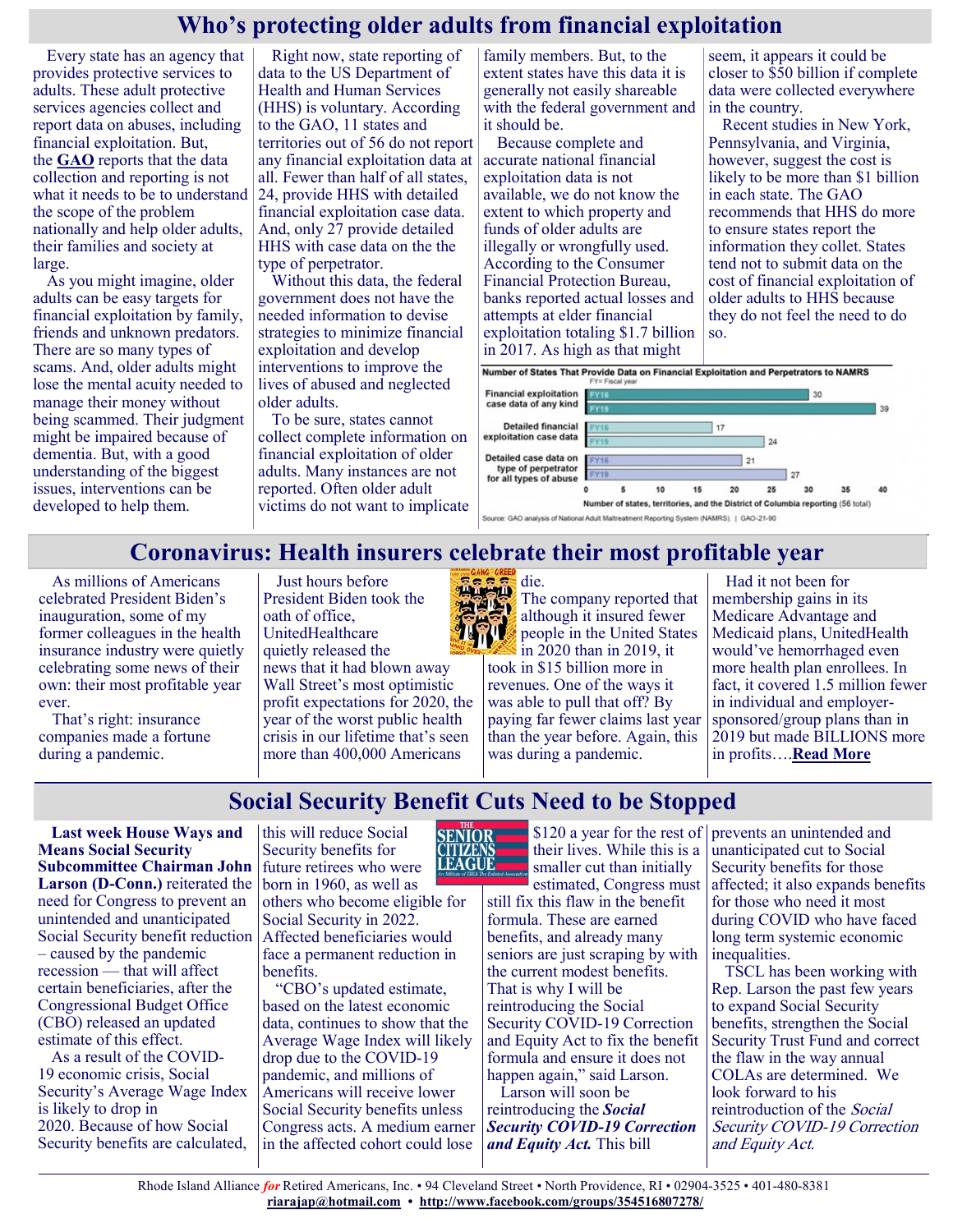## Who's protecting older adults from financial exploitation

Every state has an agency that provides protective services to adults. These adult protective services agencies collect and report data on abuses, including financial exploitation. But, the **GAO** reports that the data collection and reporting is not what it needs to be to understand the scope of the problem nationally and help older adults, their families and society at large.

As you might imagine, older adults can be easy targets for financial exploitation by family, friends and unknown predators. There are so many types of scams. And, older adults might lose the mental acuity needed to manage their money without being scammed. Their judgment might be impaired because of dementia. But, with a good understanding of the biggest issues, interventions can be developed to help them.

Right now, state reporting of data to the US Department of Health and Human Services (HHS) is voluntary. According to the GAO, 11 states and territories out of 56 do not report any financial exploitation data at all. Fewer than half of all states, 24, provide HHS with detailed financial exploitation case data. And, only 27 provide detailed HHS with case data on the the type of perpetrator.

Without this data, the federal government does not have the needed information to devise strategies to minimize financial exploitation and develop interventions to improve the lives of abused and neglected older adults.

To be sure, states cannot collect complete information on financial exploitation of older adults. Many instances are not reported. Often older adult victims do not want to implicate family members. But, to the extent states have this data it is generally not easily shareable with the federal government and it should be.

Because complete and accurate national financial exploitation data is not available, we do not know the extent to which property and funds of older adults are illegally or wrongfully used. According to the Consumer Financial Protection Bureau, banks reported actual losses and attempts at elder financial exploitation totaling $1.7 billion in 2017. As high as that might seem, it appears it could be closer to $50 billion if complete data were collected everywhere in the country.

Recent studies in New York, Pennsylvania, and Virginia, however, suggest the cost is likely to be more than $1 billion in each state. The GAO recommends that HHS do more to ensure states report the information they collet. States tend not to submit data on the cost of financial exploitation of older adults to HHS because they do not feel the need to do so.

**Number of States That Provide Data on Financial Exploitation and Perpetrators to NAMRS**

| | FY16 | FY19 |
|---|---|---|
| Financial exploitation case data of any kind | 30 | 39 |
| Detailed financial exploitation case data | 17 | 24 |
| Detailed case data on type of perpetrator for all types of abuse | 21 | 27 |

Number of states, territories, and the District of Columbia reporting (56 total)

Source: GAO analysis of National Adult Maltreatment Reporting System (NAMRS). | GAO-21-90

## Coronavirus: Health insurers celebrate their most profitable year

As millions of Americans celebrated President Biden's inauguration, some of my former colleagues in the health insurance industry were quietly celebrating some news of their own: their most profitable year ever.

That's right: insurance companies made a fortune during a pandemic.

Just hours before President Biden took the oath of office, UnitedHealthcare quietly released the news that it had blown away Wall Street's most optimistic profit expectations for 2020, the year of the worst public health crisis in our lifetime that's seen more than 400,000 Americans die.

The company reported that although it insured fewer people in the United States in 2020 than in 2019, it took in $15 billion more in revenues. One of the ways it was able to pull that off? By paying far fewer claims last year than the year before. Again, this was during a pandemic.

Had it not been for membership gains in its Medicare Advantage and Medicaid plans, UnitedHealth would've hemorrhaged even more health plan enrollees. In fact, it covered 1.5 million fewer in individual and employer-sponsored/group plans than in 2019 but made BILLIONS more in profits….**Read More**

## Social Security Benefit Cuts Need to be Stopped

**Last week House Ways and Means Social Security Subcommittee Chairman John Larson (D-Conn.)** reiterated the need for Congress to prevent an unintended and unanticipated Social Security benefit reduction – caused by the pandemic recession — that will affect certain beneficiaries, after the Congressional Budget Office (CBO) released an updated estimate of this effect.

As a result of the COVID-19 economic crisis, Social Security's Average Wage Index is likely to drop in 2020. Because of how Social Security benefits are calculated, this will reduce Social Security benefits for future retirees who were born in 1960, as well as others who become eligible for Social Security in 2022. Affected beneficiaries would face a permanent reduction in benefits.

"CBO's updated estimate, based on the latest economic data, continues to show that the Average Wage Index will likely drop due to the COVID-19 pandemic, and millions of Americans will receive lower Social Security benefits unless Congress acts. A medium earner in the affected cohort could lose $120 a year for the rest of their lives. While this is a smaller cut than initially estimated, Congress must still fix this flaw in the benefit formula. These are earned benefits, and already many seniors are just scraping by with the current modest benefits. That is why I will be reintroducing the Social Security COVID-19 Correction and Equity Act to fix the benefit formula and ensure it does not happen again," said Larson.

Larson will soon be reintroducing the ***Social Security COVID-19 Correction and Equity Act.*** This bill prevents an unintended and unanticipated cut to Social Security benefits for those affected; it also expands benefits for those who need it most during COVID who have faced long term systemic economic inequalities.

TSCL has been working with Rep. Larson the past few years to expand Social Security benefits, strengthen the Social Security Trust Fund and correct the flaw in the way annual COLAs are determined. We look forward to his reintroduction of the *Social Security COVID-19 Correction and Equity Act.*

Rhode Island Alliance *for* Retired Americans, Inc. • 94 Cleveland Street • North Providence, RI • 02904-3525 • 401-480-8381
riarajap@hotmail.com • http://www.facebook.com/groups/354516807278/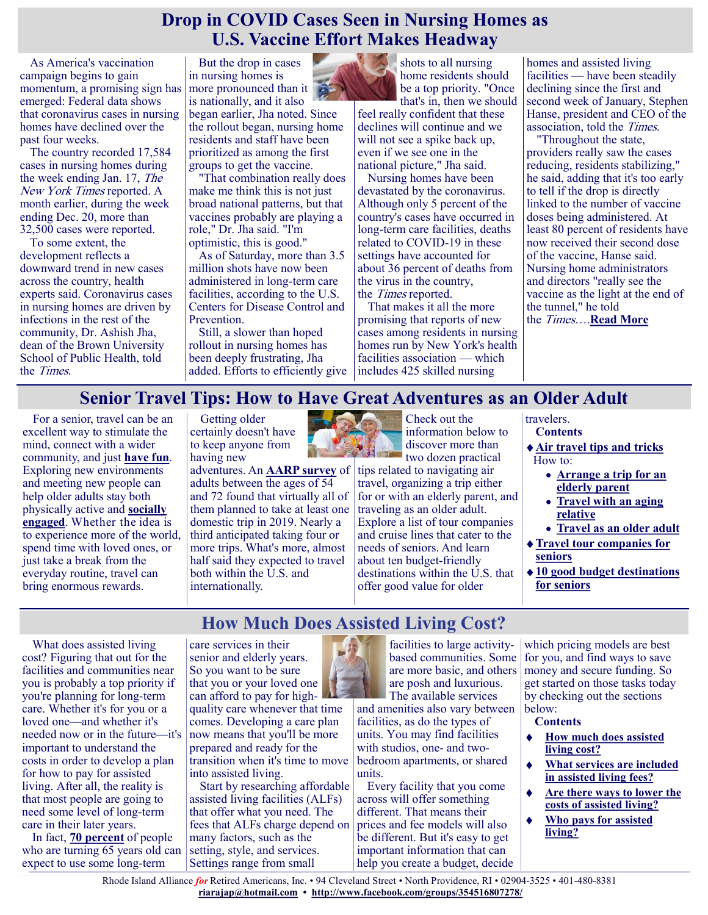## Drop in COVID Cases Seen in Nursing Homes as U.S. Vaccine Effort Makes Headway

As America's vaccination campaign begins to gain momentum, a promising sign has emerged: Federal data shows that coronavirus cases in nursing homes have declined over the past four weeks.

The country recorded 17,584 cases in nursing homes during the week ending Jan. 17, *The New York Times* reported. A month earlier, during the week ending Dec. 20, more than 32,500 cases were reported.

To some extent, the development reflects a downward trend in new cases across the country, health experts said. Coronavirus cases in nursing homes are driven by infections in the rest of the community, Dr. Ashish Jha, dean of the Brown University School of Public Health, told the *Times*.

But the drop in cases in nursing homes is more pronounced than it is nationally, and it also began earlier, Jha noted. Since the rollout began, nursing home residents and staff have been prioritized as among the first groups to get the vaccine.

"That combination really does make me think this is not just broad national patterns, but that vaccines probably are playing a role," Dr. Jha said. "I'm optimistic, this is good."

As of Saturday, more than 3.5 million shots have now been administered in long-term care facilities, according to the U.S. Centers for Disease Control and Prevention.

Still, a slower than hoped rollout in nursing homes has been deeply frustrating, Jha added. Efforts to efficiently give shots to all nursing home residents should be a top priority. "Once that's in, then we should feel really confident that these declines will continue and we will not see a spike back up, even if we see one in the national picture," Jha said.

Nursing homes have been devastated by the coronavirus. Although only 5 percent of the country's cases have occurred in long-term care facilities, deaths related to COVID-19 in these settings have accounted for about 36 percent of deaths from the virus in the country, the *Times* reported.

That makes it all the more promising that reports of new cases among residents in nursing homes run by New York's health facilities association — which includes 425 skilled nursing homes and assisted living facilities — have been steadily declining since the first and second week of January, Stephen Hanse, president and CEO of the association, told the *Times*.

"Throughout the state, providers really saw the cases reducing, residents stabilizing," he said, adding that it's too early to tell if the drop is directly linked to the number of vaccine doses being administered. At least 80 percent of residents have now received their second dose of the vaccine, Hanse said. Nursing home administrators and directors "really see the vaccine as the light at the end of the tunnel," he told the *Times*.…**Read More**

## Senior Travel Tips: How to Have Great Adventures as an Older Adult

For a senior, travel can be an excellent way to stimulate the mind, connect with a wider community, and just **have fun**. Exploring new environments and meeting new people can help older adults stay both physically active and **socially engaged**. Whether the idea is to experience more of the world, spend time with loved ones, or just take a break from the everyday routine, travel can bring enormous rewards.

Getting older certainly doesn't have to keep anyone from having new adventures. An **AARP survey** of adults between the ages of 54 and 72 found that virtually all of them planned to take at least one domestic trip in 2019. Nearly a third anticipated taking four or more trips. What's more, almost half said they expected to travel both within the U.S. and internationally.

Check out the information below to discover more than two dozen practical tips related to navigating air travel, organizing a trip either for or with an elderly parent, and traveling as an older adult. Explore a list of tour companies and cruise lines that cater to the needs of seniors. And learn about ten budget-friendly destinations within the U.S. that offer good value for older travelers.

**Contents**

- **Air travel tips and tricks**

  How to:
  - **Arrange a trip for an elderly parent**
  - **Travel with an aging relative**
  - **Travel as an older adult**
- **Travel tour companies for seniors**
- **10 good budget destinations for seniors**

## How Much Does Assisted Living Cost?

What does assisted living cost? Figuring that out for the facilities and communities near you is probably a top priority if you're planning for long-term care. Whether it's for you or a loved one—and whether it's needed now or in the future—it's important to understand the costs in order to develop a plan for how to pay for assisted living. After all, the reality is that most people are going to need some level of long-term care in their later years.

In fact, **70 percent** of people who are turning 65 years old can expect to use some long-term care services in their senior and elderly years. So you want to be sure that you or your loved one can afford to pay for high-quality care whenever that time comes. Developing a care plan now means that you'll be more prepared and ready for the transition when it's time to move into assisted living.

Start by researching affordable assisted living facilities (ALFs) that offer what you need. The fees that ALFs charge depend on many factors, such as the setting, style, and services. Settings range from small facilities to large activity-based communities. Some are more basic, and others are posh and luxurious. The available services and amenities also vary between facilities, as do the types of units. You may find facilities with studios, one- and two-bedroom apartments, or shared units.

Every facility that you come across will offer something different. That means their prices and fee models will also be different. But it's easy to get important information that can help you create a budget, decide which pricing models are best for you, and find ways to save money and secure funding. So get started on those tasks today by checking out the sections below:

**Contents**

- **How much does assisted living cost?**
- **What services are included in assisted living fees?**
- **Are there ways to lower the costs of assisted living?**
- **Who pays for assisted living?**

Rhode Island Alliance *for* Retired Americans, Inc. • 94 Cleveland Street • North Providence, RI • 02904-3525 • 401-480-8381
**riarajap@hotmail.com** • **http://www.facebook.com/groups/354516807278/**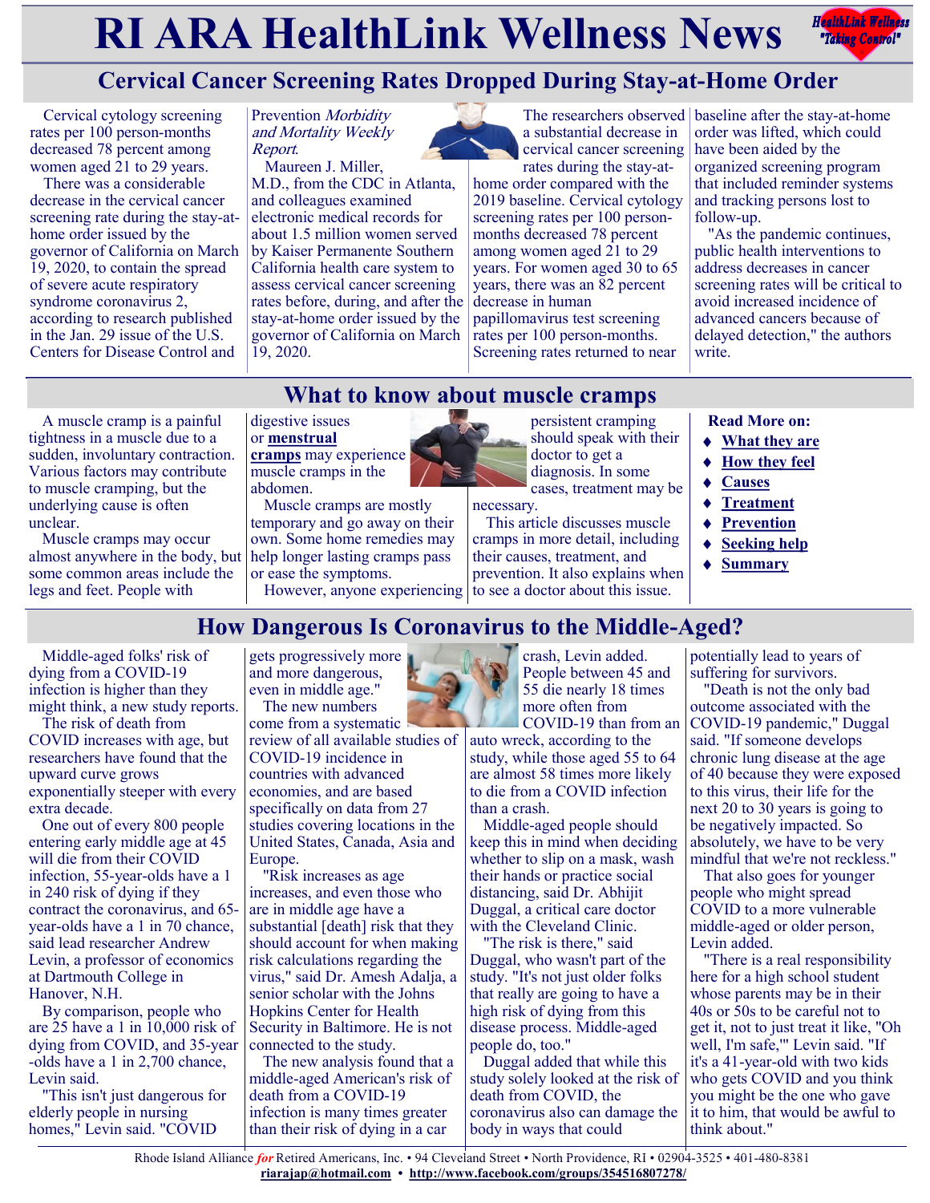# RI ARA HealthLink Wellness News

## Cervical Cancer Screening Rates Dropped During Stay-at-Home Order

Cervical cytology screening rates per 100 person-months decreased 78 percent among women aged 21 to 29 years.

There was a considerable decrease in the cervical cancer screening rate during the stay-at-home order issued by the governor of California on March 19, 2020, to contain the spread of severe acute respiratory syndrome coronavirus 2, according to research published in the Jan. 29 issue of the U.S. Centers for Disease Control and Prevention *Morbidity and Mortality Weekly Report*.

Maureen J. Miller, M.D., from the CDC in Atlanta, and colleagues examined electronic medical records for about 1.5 million women served by Kaiser Permanente Southern California health care system to assess cervical cancer screening rates before, during, and after the stay-at-home order issued by the governor of California on March 19, 2020.

The researchers observed a substantial decrease in cervical cancer screening rates during the stay-at-home order compared with the 2019 baseline. Cervical cytology screening rates per 100 person-months decreased 78 percent among women aged 21 to 29 years. For women aged 30 to 65 years, there was an 82 percent decrease in human papillomavirus test screening rates per 100 person-months. Screening rates returned to near baseline after the stay-at-home order was lifted, which could have been aided by the organized screening program that included reminder systems and tracking persons lost to follow-up.

"As the pandemic continues, public health interventions to address decreases in cancer screening rates will be critical to avoid increased incidence of advanced cancers because of delayed detection," the authors write.

## What to know about muscle cramps

A muscle cramp is a painful tightness in a muscle due to a sudden, involuntary contraction. Various factors may contribute to muscle cramping, but the underlying cause is often unclear.

Muscle cramps may occur almost anywhere in the body, but some common areas include the legs and feet. People with digestive issues or **menstrual cramps** may experience muscle cramps in the abdomen.

Muscle cramps are mostly temporary and go away on their own. Some home remedies may help longer lasting cramps pass or ease the symptoms.

However, anyone experiencing persistent cramping should speak with their doctor to get a diagnosis. In some cases, treatment may be necessary.

This article discusses muscle cramps in more detail, including their causes, treatment, and prevention. It also explains when to see a doctor about this issue.

**Read More on:**

- **What they are**
- **How they feel**
- **Causes**
- **Treatment**
- **Prevention**
- **Seeking help**
- **Summary**

## How Dangerous Is Coronavirus to the Middle-Aged?

Middle-aged folks' risk of dying from a COVID-19 infection is higher than they might think, a new study reports.

The risk of death from COVID increases with age, but researchers have found that the upward curve grows exponentially steeper with every extra decade.

One out of every 800 people entering early middle age at 45 will die from their COVID infection, 55-year-olds have a 1 in 240 risk of dying if they contract the coronavirus, and 65-year-olds have a 1 in 70 chance, said lead researcher Andrew Levin, a professor of economics at Dartmouth College in Hanover, N.H.

By comparison, people who are 25 have a 1 in 10,000 risk of dying from COVID, and 35-year-olds have a 1 in 2,700 chance, Levin said.

"This isn't just dangerous for elderly people in nursing homes," Levin said. "COVID gets progressively more and more dangerous, even in middle age."

The new numbers come from a systematic review of all available studies of COVID-19 incidence in countries with advanced economies, and are based specifically on data from 27 studies covering locations in the United States, Canada, Asia and Europe.

"Risk increases as age increases, and even those who are in middle age have a substantial [death] risk that they should account for when making risk calculations regarding the virus," said Dr. Amesh Adalja, a senior scholar with the Johns Hopkins Center for Health Security in Baltimore. He is not connected to the study.

The new analysis found that a middle-aged American's risk of death from a COVID-19 infection is many times greater than their risk of dying in a car crash, Levin added. People between 45 and 55 die nearly 18 times more often from COVID-19 than from an auto wreck, according to the study, while those aged 55 to 64 are almost 58 times more likely to die from a COVID infection than a crash.

Middle-aged people should keep this in mind when deciding whether to slip on a mask, wash their hands or practice social distancing, said Dr. Abhijit Duggal, a critical care doctor with the Cleveland Clinic.

"The risk is there," said Duggal, who wasn't part of the study. "It's not just older folks that really are going to have a high risk of dying from this disease process. Middle-aged people do, too."

Duggal added that while this study solely looked at the risk of death from COVID, the coronavirus also can damage the body in ways that could potentially lead to years of suffering for survivors.

"Death is not the only bad outcome associated with the COVID-19 pandemic," Duggal said. "If someone develops chronic lung disease at the age of 40 because they were exposed to this virus, their life for the next 20 to 30 years is going to be negatively impacted. So absolutely, we have to be very mindful that we're not reckless."

That also goes for younger people who might spread COVID to a more vulnerable middle-aged or older person, Levin added.

"There is a real responsibility here for a high school student whose parents may be in their 40s or 50s to be careful not to get it, not to just treat it like, "Oh well, I'm safe,'" Levin said. "If it's a 41-year-old with two kids who gets COVID and you think you might be the one who gave it to him, that would be awful to think about."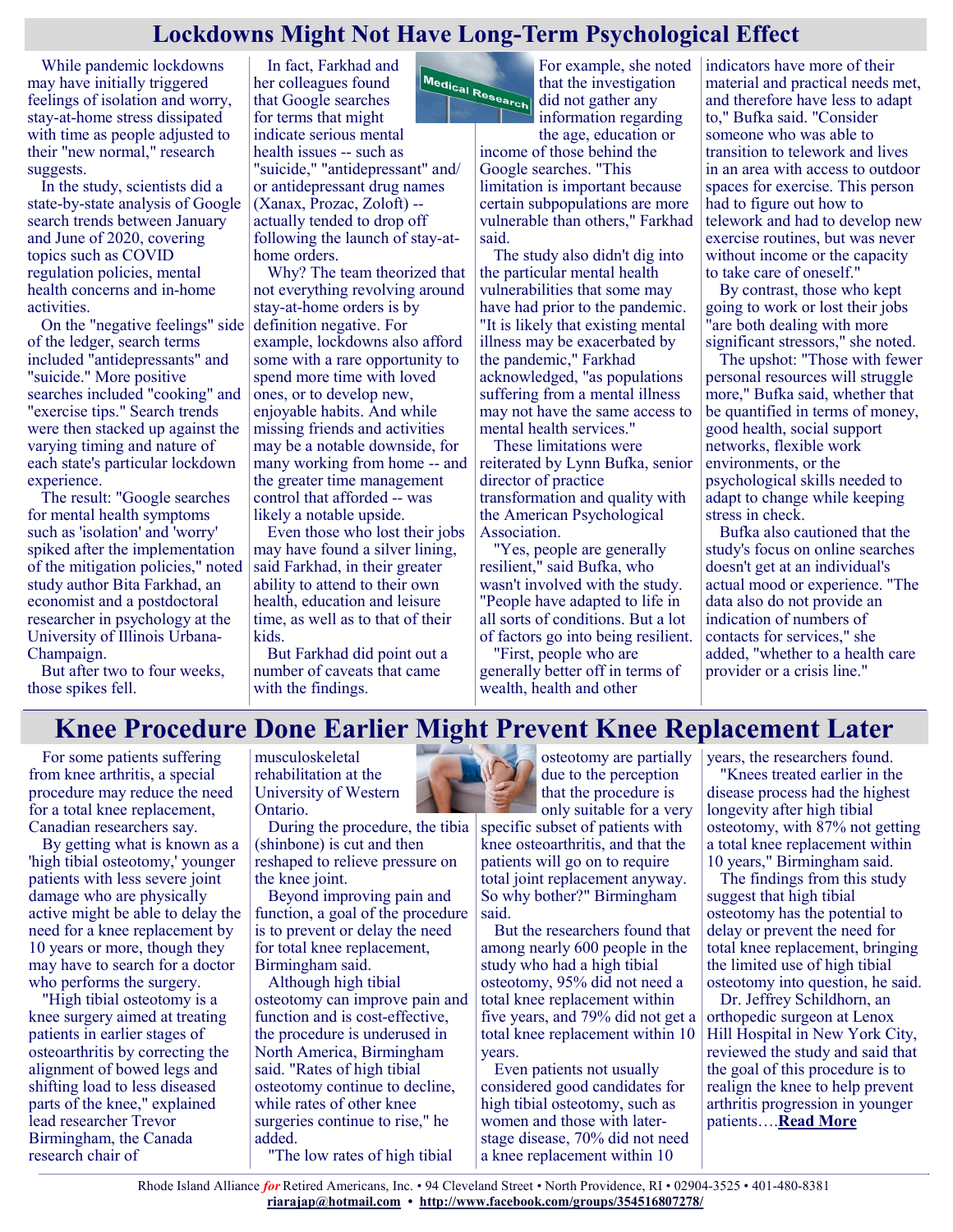# Lockdowns Might Not Have Long-Term Psychological Effect

While pandemic lockdowns may have initially triggered feelings of isolation and worry, stay-at-home stress dissipated with time as people adjusted to their "new normal," research suggests.

In the study, scientists did a state-by-state analysis of Google search trends between January and June of 2020, covering topics such as COVID regulation policies, mental health concerns and in-home activities.

On the "negative feelings" side of the ledger, search terms included "antidepressants" and "suicide." More positive searches included "cooking" and "exercise tips." Search trends were then stacked up against the varying timing and nature of each state's particular lockdown experience.

The result: "Google searches for mental health symptoms such as 'isolation' and 'worry' spiked after the implementation of the mitigation policies," noted study author Bita Farkhad, an economist and a postdoctoral researcher in psychology at the University of Illinois Urbana-Champaign.

But after two to four weeks, those spikes fell.

In fact, Farkhad and her colleagues found that Google searches for terms that might indicate serious mental health issues -- such as "suicide," "antidepressant" and/or antidepressant drug names (Xanax, Prozac, Zoloft) -- actually tended to drop off following the launch of stay-at-home orders.

Why? The team theorized that not everything revolving around stay-at-home orders is by definition negative. For example, lockdowns also afford some with a rare opportunity to spend more time with loved ones, or to develop new, enjoyable habits. And while missing friends and activities may be a notable downside, for many working from home -- and the greater time management control that afforded -- was likely a notable upside.

Even those who lost their jobs may have found a silver lining, said Farkhad, in their greater ability to attend to their own health, education and leisure time, as well as to that of their kids.

But Farkhad did point out a number of caveats that came with the findings.

For example, she noted that the investigation did not gather any information regarding the age, education or income of those behind the Google searches. "This limitation is important because certain subpopulations are more vulnerable than others," Farkhad said.

The study also didn't dig into the particular mental health vulnerabilities that some may have had prior to the pandemic. "It is likely that existing mental illness may be exacerbated by the pandemic," Farkhad acknowledged, "as populations suffering from a mental illness may not have the same access to mental health services."

These limitations were reiterated by Lynn Bufka, senior director of practice transformation and quality with the American Psychological Association.

"Yes, people are generally resilient," said Bufka, who wasn't involved with the study. "People have adapted to life in all sorts of conditions. But a lot of factors go into being resilient.

"First, people who are generally better off in terms of wealth, health and other indicators have more of their material and practical needs met, and therefore have less to adapt to," Bufka said. "Consider someone who was able to transition to telework and lives in an area with access to outdoor spaces for exercise. This person had to figure out how to telework and had to develop new exercise routines, but was never without income or the capacity to take care of oneself."

By contrast, those who kept going to work or lost their jobs "are both dealing with more significant stressors," she noted.

The upshot: "Those with fewer personal resources will struggle more," Bufka said, whether that be quantified in terms of money, good health, social support networks, flexible work environments, or the psychological skills needed to adapt to change while keeping stress in check.

Bufka also cautioned that the study's focus on online searches doesn't get at an individual's actual mood or experience. "The data also do not provide an indication of numbers of contacts for services," she added, "whether to a health care provider or a crisis line."

# Knee Procedure Done Earlier Might Prevent Knee Replacement Later

For some patients suffering from knee arthritis, a special procedure may reduce the need for a total knee replacement, Canadian researchers say.

By getting what is known as a 'high tibial osteotomy,' younger patients with less severe joint damage who are physically active might be able to delay the need for a knee replacement by 10 years or more, though they may have to search for a doctor who performs the surgery.

"High tibial osteotomy is a knee surgery aimed at treating patients in earlier stages of osteoarthritis by correcting the alignment of bowed legs and shifting load to less diseased parts of the knee," explained lead researcher Trevor Birmingham, the Canada research chair of musculoskeletal rehabilitation at the University of Western Ontario.

During the procedure, the tibia (shinbone) is cut and then reshaped to relieve pressure on the knee joint.

Beyond improving pain and function, a goal of the procedure is to prevent or delay the need for total knee replacement, Birmingham said.

Although high tibial osteotomy can improve pain and function and is cost-effective, the procedure is underused in North America, Birmingham said. "Rates of high tibial osteotomy continue to decline, while rates of other knee surgeries continue to rise," he added.

"The low rates of high tibial osteotomy are partially due to the perception that the procedure is only suitable for a very specific subset of patients with knee osteoarthritis, and that the patients will go on to require total joint replacement anyway. So why bother?" Birmingham said.

But the researchers found that among nearly 600 people in the study who had a high tibial osteotomy, 95% did not need a total knee replacement within five years, and 79% did not get a total knee replacement within 10 years.

Even patients not usually considered good candidates for high tibial osteotomy, such as women and those with later-stage disease, 70% did not need a knee replacement within 10 years, the researchers found.

"Knees treated earlier in the disease process had the highest longevity after high tibial osteotomy, with 87% not getting a total knee replacement within 10 years," Birmingham said.

The findings from this study suggest that high tibial osteotomy has the potential to delay or prevent the need for total knee replacement, bringing the limited use of high tibial osteotomy into question, he said.

Dr. Jeffrey Schildhorn, an orthopedic surgeon at Lenox Hill Hospital in New York City, reviewed the study and said that the goal of this procedure is to realign the knee to help prevent arthritis progression in younger patients….**Read More**

Rhode Island Alliance *for* Retired Americans, Inc. • 94 Cleveland Street • North Providence, RI • 02904-3525 • 401-480-8381
**riarajap@hotmail.com** • **http://www.facebook.com/groups/354516807278/**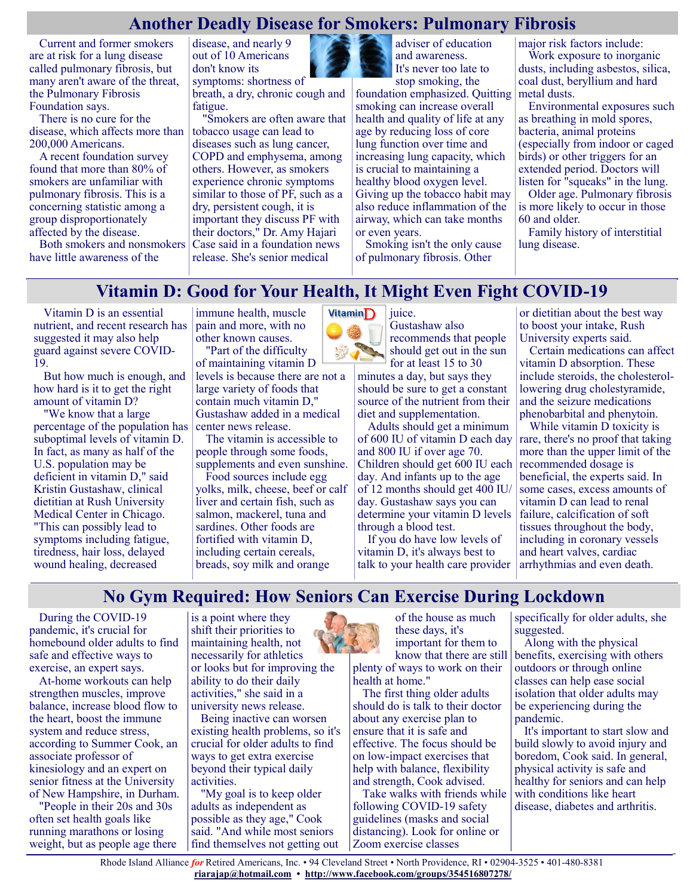## Another Deadly Disease for Smokers: Pulmonary Fibrosis

Current and former smokers are at risk for a lung disease called pulmonary fibrosis, but many aren't aware of the threat, the Pulmonary Fibrosis Foundation says.

There is no cure for the disease, which affects more than 200,000 Americans.

A recent foundation survey found that more than 80% of smokers are unfamiliar with pulmonary fibrosis. This is a concerning statistic among a group disproportionately affected by the disease.

Both smokers and nonsmokers have little awareness of the disease, and nearly 9 out of 10 Americans don't know its symptoms: shortness of breath, a dry, chronic cough and fatigue.

"Smokers are often aware that tobacco usage can lead to diseases such as lung cancer, COPD and emphysema, among others. However, as smokers experience chronic symptoms similar to those of PF, such as a dry, persistent cough, it is important they discuss PF with their doctors," Dr. Amy Hajari Case said in a foundation news release. She's senior medical adviser of education and awareness.

It's never too late to stop smoking, the foundation emphasized. Quitting smoking can increase overall health and quality of life at any age by reducing loss of core lung function over time and increasing lung capacity, which is crucial to maintaining a healthy blood oxygen level. Giving up the tobacco habit may also reduce inflammation of the airway, which can take months or even years.

Smoking isn't the only cause of pulmonary fibrosis. Other major risk factors include:

Work exposure to inorganic dusts, including asbestos, silica, coal dust, beryllium and hard metal dusts.

Environmental exposures such as breathing in mold spores, bacteria, animal proteins (especially from indoor or caged birds) or other triggers for an extended period. Doctors will listen for "squeaks" in the lung.

Older age. Pulmonary fibrosis is more likely to occur in those 60 and older.

Family history of interstitial lung disease.

## Vitamin D: Good for Your Health, It Might Even Fight COVID-19

Vitamin D is an essential nutrient, and recent research has suggested it may also help guard against severe COVID-19.

But how much is enough, and how hard is it to get the right amount of vitamin D?

"We know that a large percentage of the population has suboptimal levels of vitamin D. In fact, as many as half of the U.S. population may be deficient in vitamin D," said Kristin Gustashaw, clinical dietitian at Rush University Medical Center in Chicago. "This can possibly lead to symptoms including fatigue, tiredness, hair loss, delayed wound healing, decreased immune health, muscle pain and more, with no other known causes.

"Part of the difficulty of maintaining vitamin D levels is because there are not a large variety of foods that contain much vitamin D," Gustashaw added in a medical center news release.

The vitamin is accessible to people through some foods, supplements and even sunshine.

Food sources include egg yolks, milk, cheese, beef or calf liver and certain fish, such as salmon, mackerel, tuna and sardines. Other foods are fortified with vitamin D, including certain cereals, breads, soy milk and orange juice.

Gustashaw also recommends that people should get out in the sun for at least 15 to 30 minutes a day, but says they should be sure to get a constant source of the nutrient from their diet and supplementation.

Adults should get a minimum of 600 IU of vitamin D each day and 800 IU if over age 70. Children should get 600 IU each day. And infants up to the age of 12 months should get 400 IU/day. Gustashaw says you can determine your vitamin D levels through a blood test.

If you do have low levels of vitamin D, it's always best to talk to your health care provider or dietitian about the best way to boost your intake, Rush University experts said.

Certain medications can affect vitamin D absorption. These include steroids, the cholesterol-lowering drug cholestyramide, and the seizure medications phenobarbital and phenytoin.

While vitamin D toxicity is rare, there's no proof that taking more than the upper limit of the recommended dosage is beneficial, the experts said. In some cases, excess amounts of vitamin D can lead to renal failure, calcification of soft tissues throughout the body, including in coronary vessels and heart valves, cardiac arrhythmias and even death.

## No Gym Required: How Seniors Can Exercise During Lockdown

During the COVID-19 pandemic, it's crucial for homebound older adults to find safe and effective ways to exercise, an expert says.

At-home workouts can help strengthen muscles, improve balance, increase blood flow to the heart, boost the immune system and reduce stress, according to Summer Cook, an associate professor of kinesiology and an expert on senior fitness at the University of New Hampshire, in Durham.

"People in their 20s and 30s often set health goals like running marathons or losing weight, but as people age there is a point where they shift their priorities to maintaining health, not necessarily for athletics or looks but for improving the ability to do their daily activities," she said in a university news release.

Being inactive can worsen existing health problems, so it's crucial for older adults to find ways to get extra exercise beyond their typical daily activities.

"My goal is to keep older adults as independent as possible as they age," Cook said. "And while most seniors find themselves not getting out of the house as much these days, it's important for them to know that there are still plenty of ways to work on their health at home."

The first thing older adults should do is talk to their doctor about any exercise plan to ensure that it is safe and effective. The focus should be on low-impact exercises that help with balance, flexibility and strength, Cook advised.

Take walks with friends while following COVID-19 safety guidelines (masks and social distancing). Look for online or Zoom exercise classes specifically for older adults, she suggested.

Along with the physical benefits, exercising with others outdoors or through online classes can help ease social isolation that older adults may be experiencing during the pandemic.

It's important to start slow and build slowly to avoid injury and boredom, Cook said. In general, physical activity is safe and healthy for seniors and can help with conditions like heart disease, diabetes and arthritis.

Rhode Island Alliance *for* Retired Americans, Inc. • 94 Cleveland Street • North Providence, RI • 02904-3525 • 401-480-8381
riarajap@hotmail.com • http://www.facebook.com/groups/354516807278/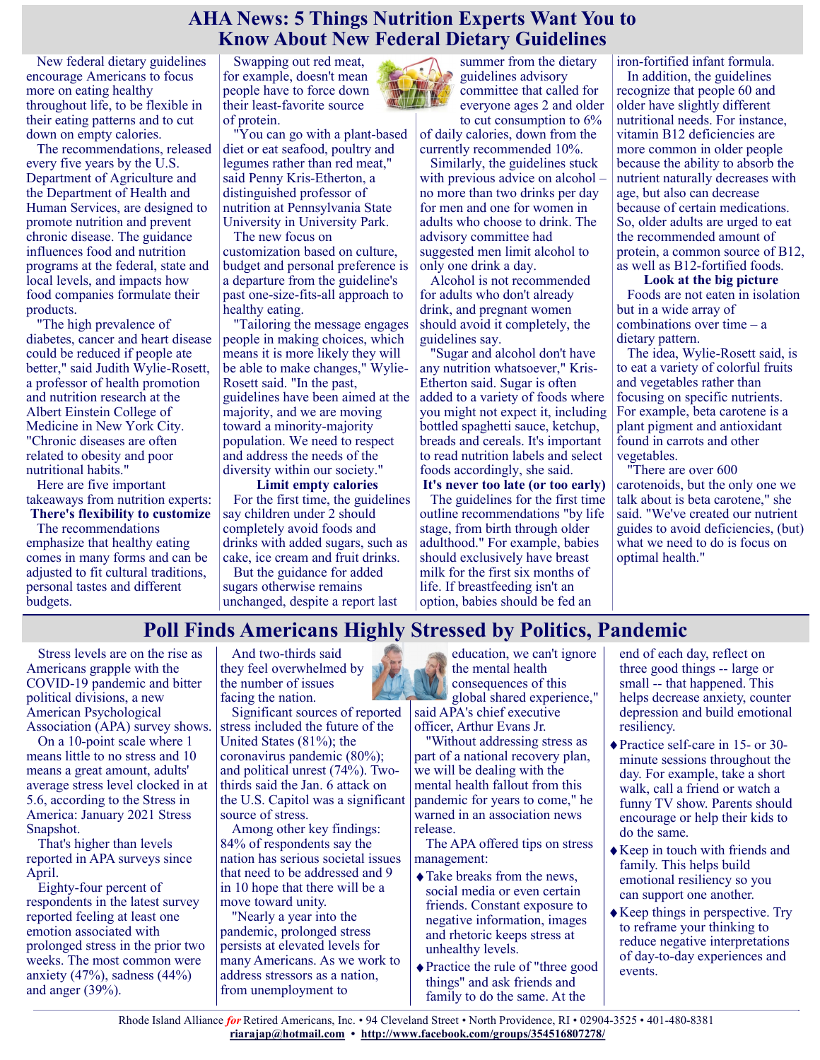# AHA News: 5 Things Nutrition Experts Want You to Know About New Federal Dietary Guidelines

New federal dietary guidelines encourage Americans to focus more on eating healthy throughout life, to be flexible in their eating patterns and to cut down on empty calories.

The recommendations, released every five years by the U.S. Department of Agriculture and the Department of Health and Human Services, are designed to promote nutrition and prevent chronic disease. The guidance influences food and nutrition programs at the federal, state and local levels, and impacts how food companies formulate their products.

"The high prevalence of diabetes, cancer and heart disease could be reduced if people ate better," said Judith Wylie-Rosett, a professor of health promotion and nutrition research at the Albert Einstein College of Medicine in New York City. "Chronic diseases are often related to obesity and poor nutritional habits."

Here are five important takeaways from nutrition experts:

**There's flexibility to customize**

The recommendations emphasize that healthy eating comes in many forms and can be adjusted to fit cultural traditions, personal tastes and different budgets.

Swapping out red meat, for example, doesn't mean people have to force down their least-favorite source of protein.

"You can go with a plant-based diet or eat seafood, poultry and legumes rather than red meat," said Penny Kris-Etherton, a distinguished professor of nutrition at Pennsylvania State University in University Park.

The new focus on customization based on culture, budget and personal preference is a departure from the guideline's past one-size-fits-all approach to healthy eating.

"Tailoring the message engages people in making choices, which means it is more likely they will be able to make changes," Wylie-Rosett said. "In the past, guidelines have been aimed at the majority, and we are moving toward a minority-majority population. We need to respect and address the needs of the diversity within our society."

**Limit empty calories**

For the first time, the guidelines say children under 2 should completely avoid foods and drinks with added sugars, such as cake, ice cream and fruit drinks.

But the guidance for added sugars otherwise remains unchanged, despite a report last summer from the dietary guidelines advisory committee that called for everyone ages 2 and older to cut consumption to 6% of daily calories, down from the currently recommended 10%.

Similarly, the guidelines stuck with previous advice on alcohol – no more than two drinks per day for men and one for women in adults who choose to drink. The advisory committee had suggested men limit alcohol to only one drink a day.

Alcohol is not recommended for adults who don't already drink, and pregnant women should avoid it completely, the guidelines say.

"Sugar and alcohol don't have any nutrition whatsoever," Kris-Etherton said. Sugar is often added to a variety of foods where you might not expect it, including bottled spaghetti sauce, ketchup, breads and cereals. It's important to read nutrition labels and select foods accordingly, she said.

**It's never too late (or too early)**

The guidelines for the first time outline recommendations "by life stage, from birth through older adulthood." For example, babies should exclusively have breast milk for the first six months of life. If breastfeeding isn't an option, babies should be fed an iron-fortified infant formula.

In addition, the guidelines recognize that people 60 and older have slightly different nutritional needs. For instance, vitamin B12 deficiencies are more common in older people because the ability to absorb the nutrient naturally decreases with age, but also can decrease because of certain medications. So, older adults are urged to eat the recommended amount of protein, a common source of B12, as well as B12-fortified foods.

**Look at the big picture**

Foods are not eaten in isolation but in a wide array of combinations over time – a dietary pattern.

The idea, Wylie-Rosett said, is to eat a variety of colorful fruits and vegetables rather than focusing on specific nutrients. For example, beta carotene is a plant pigment and antioxidant found in carrots and other vegetables.

"There are over 600 carotenoids, but the only one we talk about is beta carotene," she said. "We've created our nutrient guides to avoid deficiencies, (but) what we need to do is focus on optimal health."

# Poll Finds Americans Highly Stressed by Politics, Pandemic

Stress levels are on the rise as Americans grapple with the COVID-19 pandemic and bitter political divisions, a new American Psychological Association (APA) survey shows.

On a 10-point scale where 1 means little to no stress and 10 means a great amount, adults' average stress level clocked in at 5.6, according to the Stress in America: January 2021 Stress Snapshot.

That's higher than levels reported in APA surveys since April.

Eighty-four percent of respondents in the latest survey reported feeling at least one emotion associated with prolonged stress in the prior two weeks. The most common were anxiety (47%), sadness (44%) and anger (39%).

And two-thirds said they feel overwhelmed by the number of issues facing the nation.

Significant sources of reported stress included the future of the United States (81%); the coronavirus pandemic (80%); and political unrest (74%). Two-thirds said the Jan. 6 attack on the U.S. Capitol was a significant source of stress.

Among other key findings: 84% of respondents say the nation has serious societal issues that need to be addressed and 9 in 10 hope that there will be a move toward unity.

"Nearly a year into the pandemic, prolonged stress persists at elevated levels for many Americans. As we work to address stressors as a nation, from unemployment to education, we can't ignore the mental health consequences of this global shared experience," said APA's chief executive officer, Arthur Evans Jr.

"Without addressing stress as part of a national recovery plan, we will be dealing with the mental health fallout from this pandemic for years to come," he warned in an association news release.

The APA offered tips on stress management:

- Take breaks from the news, social media or even certain friends. Constant exposure to negative information, images and rhetoric keeps stress at unhealthy levels.
- Practice the rule of "three good things" and ask friends and family to do the same. At the end of each day, reflect on three good things -- large or small -- that happened. This helps decrease anxiety, counter depression and build emotional resiliency.
- Practice self-care in 15- or 30-minute sessions throughout the day. For example, take a short walk, call a friend or watch a funny TV show. Parents should encourage or help their kids to do the same.
- Keep in touch with friends and family. This helps build emotional resiliency so you can support one another.
- Keep things in perspective. Try to reframe your thinking to reduce negative interpretations of day-to-day experiences and events.